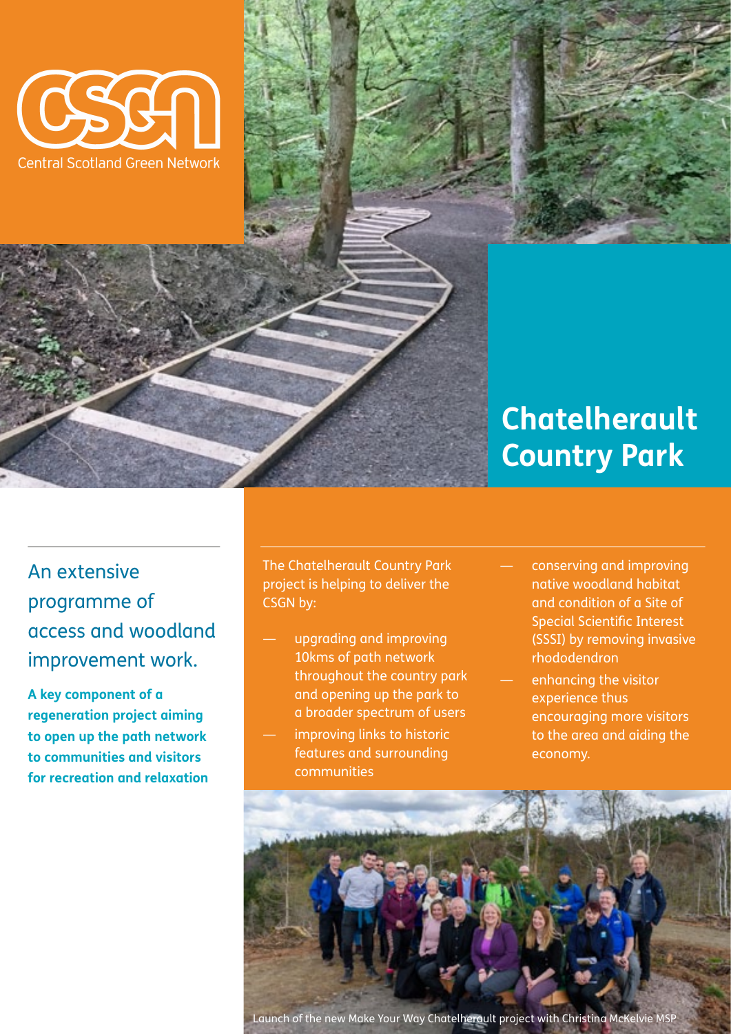CSGN Central Scotland Green Network

# Chatelherault Country Park

## An extensive programme of access and woodland improvement work.

**A key component of a regeneration project aiming to open up the path network to communities and visitors for recreation and relaxation**

The Chatelherault Country Park project is helping to deliver the CSGN by:

- upgrading and improving 10kms of path network throughout the country park and opening up the park to a broader spectrum of users
- improving links to historic features and surrounding communities
- conserving and improving native woodland habitat and condition of a Site of Special Scientific Interest (SSSI) by removing invasive rhododendron
- enhancing the visitor experience thus encouraging more visitors to the area and aiding the economy.

Launch of the new Make Your Way Chatelherault project with Christina McKelvie MSP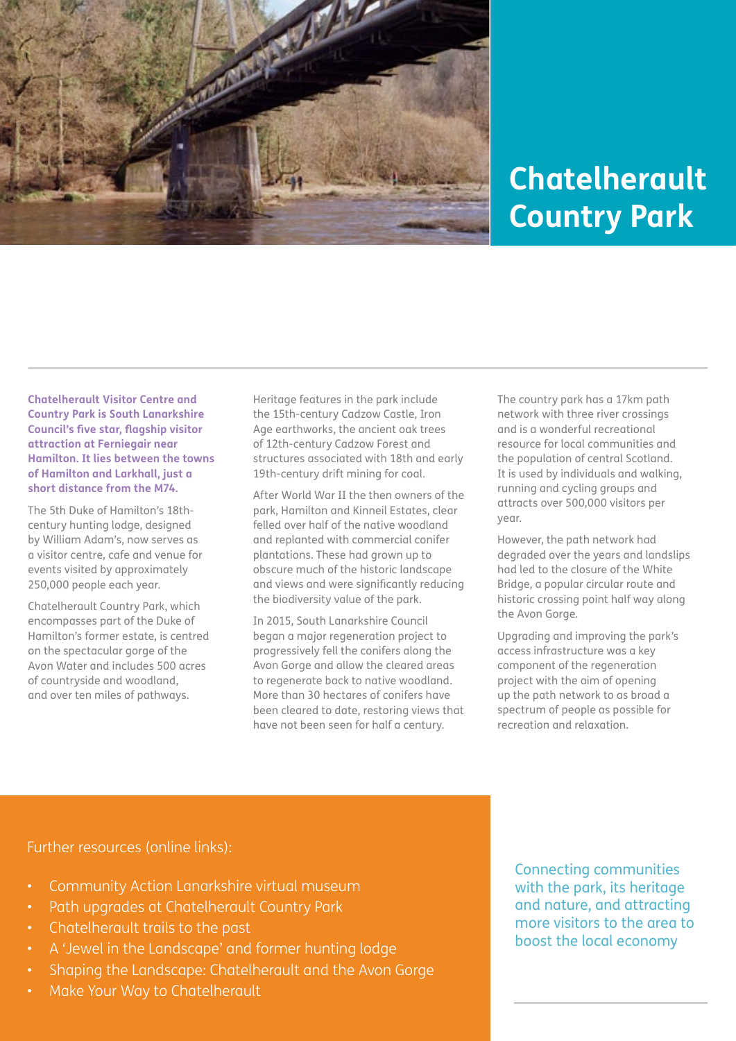# Chatelherault Country Park

**Chatelherault Visitor Centre and Country Park is South Lanarkshire Council's five star, flagship visitor attraction at Ferniegair near Hamilton. It lies between the towns of Hamilton and Larkhall, just a short distance from the M74.**

The 5th Duke of Hamilton's 18th-century hunting lodge, designed by William Adam's, now serves as a visitor centre, cafe and venue for events visited by approximately 250,000 people each year.

Chatelherault Country Park, which encompasses part of the Duke of Hamilton's former estate, is centred on the spectacular gorge of the Avon Water and includes 500 acres of countryside and woodland, and over ten miles of pathways.

Heritage features in the park include the 15th-century Cadzow Castle, Iron Age earthworks, the ancient oak trees of 12th-century Cadzow Forest and structures associated with 18th and early 19th-century drift mining for coal.

After World War II the then owners of the park, Hamilton and Kinneil Estates, clear felled over half of the native woodland and replanted with commercial conifer plantations. These had grown up to obscure much of the historic landscape and views and were significantly reducing the biodiversity value of the park.

In 2015, South Lanarkshire Council began a major regeneration project to progressively fell the conifers along the Avon Gorge and allow the cleared areas to regenerate back to native woodland. More than 30 hectares of conifers have been cleared to date, restoring views that have not been seen for half a century.

The country park has a 17km path network with three river crossings and is a wonderful recreational resource for local communities and the population of central Scotland. It is used by individuals and walking, running and cycling groups and attracts over 500,000 visitors per year.

However, the path network had degraded over the years and landslips had led to the closure of the White Bridge, a popular circular route and historic crossing point half way along the Avon Gorge.

Upgrading and improving the park's access infrastructure was a key component of the regeneration project with the aim of opening up the path network to as broad a spectrum of people as possible for recreation and relaxation.

Further resources (online links):

- Community Action Lanarkshire virtual museum
- Path upgrades at Chatelherault Country Park
- Chatelherault trails to the past
- A 'Jewel in the Landscape' and former hunting lodge
- Shaping the Landscape: Chatelherault and the Avon Gorge
- Make Your Way to Chatelherault

Connecting communities with the park, its heritage and nature, and attracting more visitors to the area to boost the local economy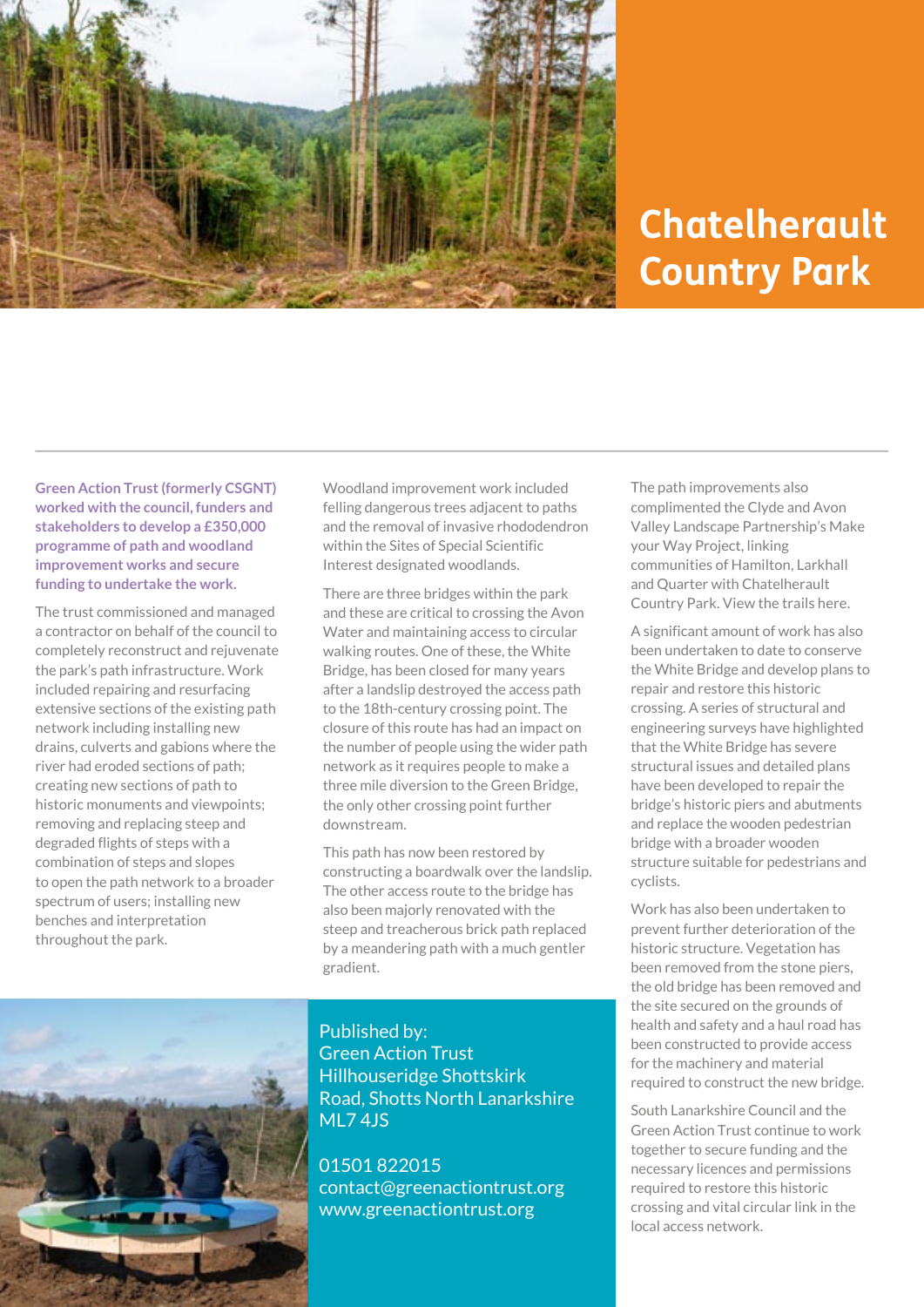# Chatelherault Country Park

**Green Action Trust (formerly CSGNT) worked with the council, funders and stakeholders to develop a £350,000 programme of path and woodland improvement works and secure funding to undertake the work.**

The trust commissioned and managed a contractor on behalf of the council to completely reconstruct and rejuvenate the park's path infrastructure. Work included repairing and resurfacing extensive sections of the existing path network including installing new drains, culverts and gabions where the river had eroded sections of path; creating new sections of path to historic monuments and viewpoints; removing and replacing steep and degraded flights of steps with a combination of steps and slopes to open the path network to a broader spectrum of users; installing new benches and interpretation throughout the park.

Woodland improvement work included felling dangerous trees adjacent to paths and the removal of invasive rhododendron within the Sites of Special Scientific Interest designated woodlands.

There are three bridges within the park and these are critical to crossing the Avon Water and maintaining access to circular walking routes. One of these, the White Bridge, has been closed for many years after a landslip destroyed the access path to the 18th-century crossing point. The closure of this route has had an impact on the number of people using the wider path network as it requires people to make a three mile diversion to the Green Bridge, the only other crossing point further downstream.

This path has now been restored by constructing a boardwalk over the landslip. The other access route to the bridge has also been majorly renovated with the steep and treacherous brick path replaced by a meandering path with a much gentler gradient.

The path improvements also complimented the Clyde and Avon Valley Landscape Partnership's Make your Way Project, linking communities of Hamilton, Larkhall and Quarter with Chatelherault Country Park. View the trails here.

A significant amount of work has also been undertaken to date to conserve the White Bridge and develop plans to repair and restore this historic crossing. A series of structural and engineering surveys have highlighted that the White Bridge has severe structural issues and detailed plans have been developed to repair the bridge's historic piers and abutments and replace the wooden pedestrian bridge with a broader wooden structure suitable for pedestrians and cyclists.

Work has also been undertaken to prevent further deterioration of the historic structure. Vegetation has been removed from the stone piers, the old bridge has been removed and the site secured on the grounds of health and safety and a haul road has been constructed to provide access for the machinery and material required to construct the new bridge.

South Lanarkshire Council and the Green Action Trust continue to work together to secure funding and the necessary licences and permissions required to restore this historic crossing and vital circular link in the local access network.

Published by:
Green Action Trust
Hillhouseridge Shottskirk Road, Shotts North Lanarkshire ML7 4JS

01501 822015
contact@greenactiontrust.org
www.greenactiontrust.org